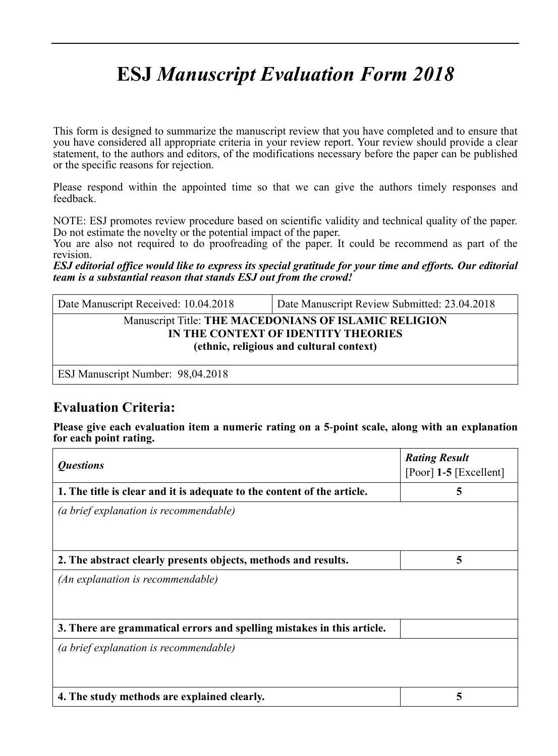# ESJ *Manuscript Evaluation Form 2018*

This form is designed to summarize the manuscript review that you have completed and to ensure that you have considered all appropriate criteria in your review report. Your review should provide a clear statement, to the authors and editors, of the modifications necessary before the paper can be published or the specific reasons for rejection.

Please respond within the appointed time so that we can give the authors timely responses and feedback.

NOTE: ESJ promotes review procedure based on scientific validity and technical quality of the paper. Do not estimate the novelty or the potential impact of the paper.
You are also not required to do proofreading of the paper. It could be recommend as part of the revision.
***ESJ editorial office would like to express its special gratitude for your time and efforts. Our editorial team is a substantial reason that stands ESJ out from the crowd!***

| Date Manuscript Received: 10.04.2018 | Date Manuscript Review Submitted: 23.04.2018 |
|---|---|
| Manuscript Title: **THE MACEDONIANS OF ISLAMIC RELIGION IN THE CONTEXT OF IDENTITY THEORIES (ethnic, religious and cultural context)** | |
| ESJ Manuscript Number: 98,04.2018 | |

## Evaluation Criteria:

**Please give each evaluation item a numeric rating on a 5-point scale, along with an explanation for each point rating.**

| ***Questions*** | ***Rating Result*** [Poor] **1-5** [Excellent] |
|---|---|
| **1. The title is clear and it is adequate to the content of the article.** | **5** |
| *(a brief explanation is recommendable)* | |
| **2. The abstract clearly presents objects, methods and results.** | **5** |
| *(An explanation is recommendable)* | |
| **3. There are grammatical errors and spelling mistakes in this article.** | |
| *(a brief explanation is recommendable)* | |
| **4. The study methods are explained clearly.** | **5** |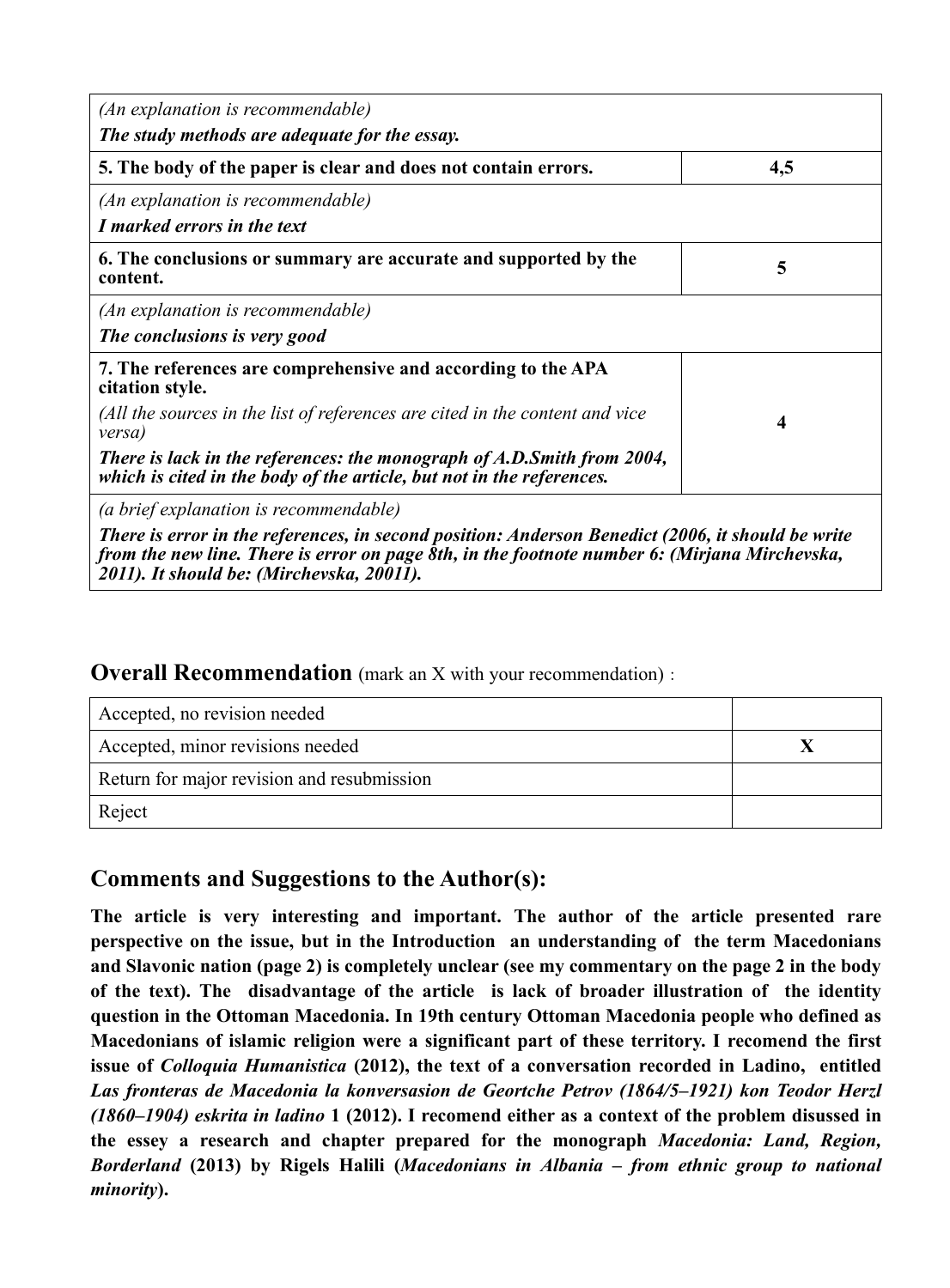| | |
|---|---|
| *(An explanation is recommendable)*<br>***The study methods are adequate for the essay.*** | |
| **5. The body of the paper is clear and does not contain errors.** | **4,5** |
| *(An explanation is recommendable)*<br>***I marked errors in the text*** | |
| **6. The conclusions or summary are accurate and supported by the content.** | **5** |
| *(An explanation is recommendable)*<br>***The conclusions is very good*** | |
| **7. The references are comprehensive and according to the APA citation style.**<br>*(All the sources in the list of references are cited in the content and vice versa)*<br>***There is lack in the references: the monograph of A.D.Smith from 2004, which is cited in the body of the article, but not in the references.*** | **4** |
| *(a brief explanation is recommendable)*<br>***There is error in the references, in second position: Anderson Benedict (2006, it should be write from the new line. There is error on page 8th, in the footnote number 6: (Mirjana Mirchevska, 2011). It should be: (Mirchevska, 20011).*** | |

## **Overall Recommendation** (mark an X with your recommendation) :

| | |
|---|---|
| Accepted, no revision needed | |
| Accepted, minor revisions needed | **X** |
| Return for major revision and resubmission | |
| Reject | |

## Comments and Suggestions to the Author(s):

**The article is very interesting and important. The author of the article presented rare perspective on the issue, but in the Introduction an understanding of the term Macedonians and Slavonic nation (page 2) is completely unclear (see my commentary on the page 2 in the body of the text). The disadvantage of the article is lack of broader illustration of the identity question in the Ottoman Macedonia. In 19th century Ottoman Macedonia people who defined as Macedonians of islamic religion were a significant part of these territory. I recomend the first issue of *Colloquia Humanistica* (2012), the text of a conversation recorded in Ladino, entitled *Las fronteras de Macedonia la konversasion de Geortche Petrov (1864/5–1921) kon Teodor Herzl (1860–1904) eskrita in ladino* 1 (2012). I recomend either as a context of the problem disussed in the essey a research and chapter prepared for the monograph *Macedonia: Land, Region, Borderland* (2013) by Rigels Halili (*Macedonians in Albania – from ethnic group to national minority*).**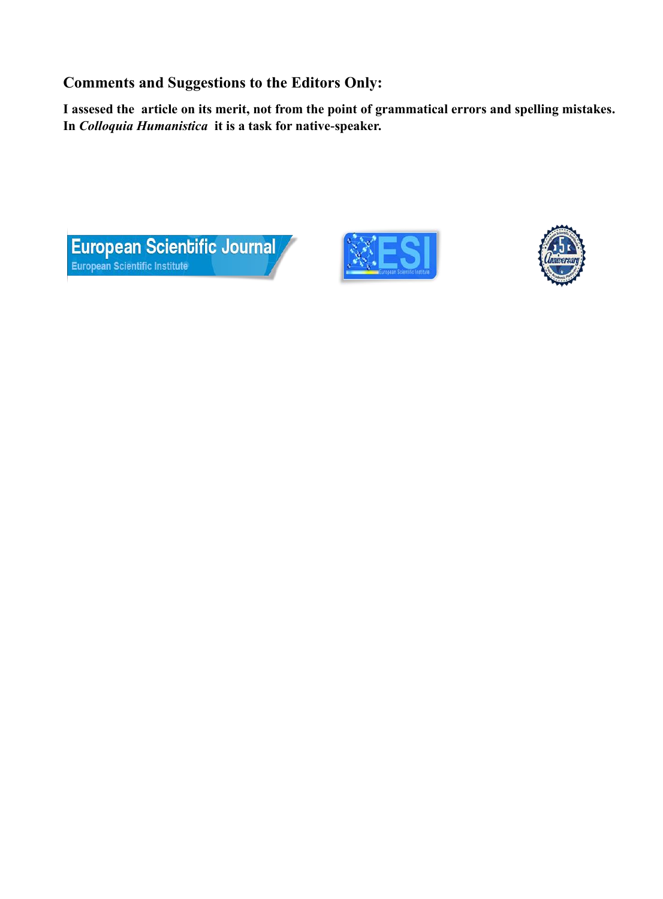### Comments and Suggestions to the Editors Only:

**I assesed the article on its merit, not from the point of grammatical errors and spelling mistakes. In *Colloquia Humanistica* it is a task for native-speaker.**